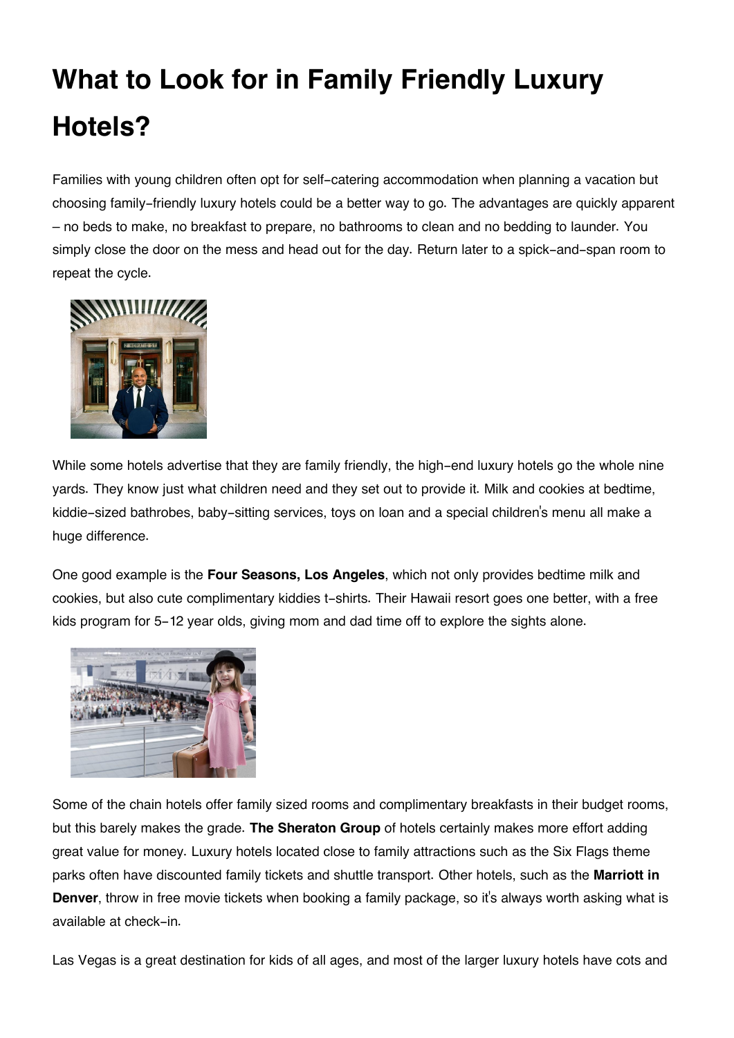# What to Look for in Family Friendly Luxury Hotels?

Families with young children often opt for self-catering accommodation when planning a vacation but choosing family-friendly luxury hotels could be a better way to go. The advantages are quickly apparent – no beds to make, no breakfast to prepare, no bathrooms to clean and no bedding to launder. You simply close the door on the mess and head out for the day. Return later to a spick-and-span room to repeat the cycle.

While some hotels advertise that they are family friendly, the high-end luxury hotels go the whole nine yards. They know just what children need and they set out to provide it. Milk and cookies at bedtime, kiddie-sized bathrobes, baby-sitting services, toys on loan and a special children's menu all make a huge difference.

One good example is the **Four Seasons, Los Angeles**, which not only provides bedtime milk and cookies, but also cute complimentary kiddies t-shirts. Their Hawaii resort goes one better, with a free kids program for 5-12 year olds, giving mom and dad time off to explore the sights alone.

Some of the chain hotels offer family sized rooms and complimentary breakfasts in their budget rooms, but this barely makes the grade. **The Sheraton Group** of hotels certainly makes more effort adding great value for money. Luxury hotels located close to family attractions such as the Six Flags theme parks often have discounted family tickets and shuttle transport. Other hotels, such as the **Marriott in Denver**, throw in free movie tickets when booking a family package, so it's always worth asking what is available at check-in.

Las Vegas is a great destination for kids of all ages, and most of the larger luxury hotels have cots and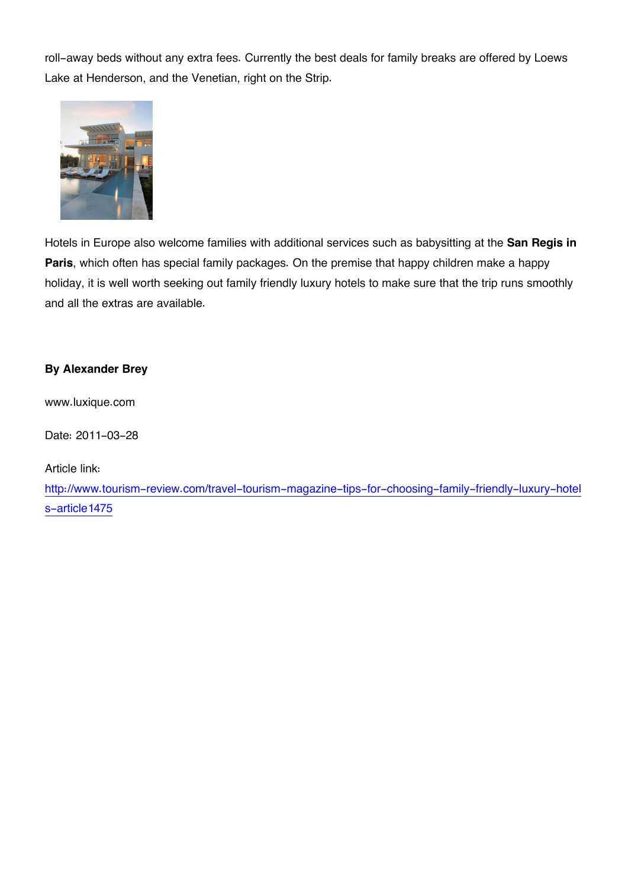roll-away beds without any extra fees. Currently the best deals for family breaks are offered by Loews Lake at Henderson, and the Venetian, right on the Strip.

Hotels in Europe also welcome families with additional services such as babysitting at the **San Regis in Paris**, which often has special family packages. On the premise that happy children make a happy holiday, it is well worth seeking out family friendly luxury hotels to make sure that the trip runs smoothly and all the extras are available.

**By Alexander Brey**

www.luxique.com

Date: 2011-03-28

Article link:
http://www.tourism-review.com/travel-tourism-magazine-tips-for-choosing-family-friendly-luxury-hotels-article1475